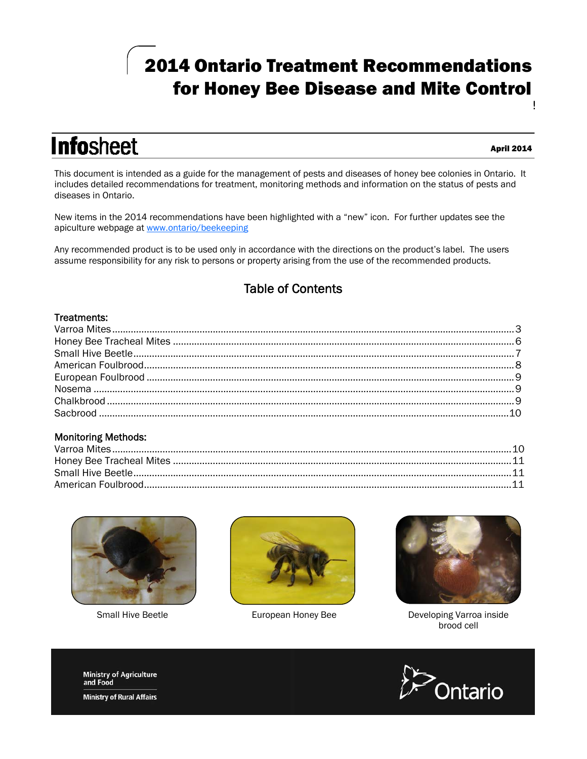# 2014 Ontario Treatment Recommendations for Honey Bee Disease and Mite Control

**Infosheet**

**April 2014**

This document is intended as a guide for the management of pests and diseases of honey bee colonies in Ontario. It includes detailed recommendations for treatment, monitoring methods and information on the status of pests and diseases in Ontario.

New items in the 2014 recommendations have been highlighted with a "new" icon. For further updates see the apiculture webpage at [www.ontario/beekeeping](www.ontario/beekeeping)

Any recommended product is to be used only in accordance with the directions on the product's label. The users assume responsibility for any risk to persons or property arising from the use of the recommended products.

## Table of Contents

### Treatments:

- Varroa Mites .......... 3
- Honey Bee Tracheal Mites .......... 6
- Small Hive Beetle .......... 7
- American Foulbrood .......... 8
- European Foulbrood .......... 9
- Nosema .......... 9
- Chalkbrood .......... 9
- Sacbrood .......... 10

### Monitoring Methods:

- Varroa Mites .......... 10
- Honey Bee Tracheal Mites .......... 11
- Small Hive Beetle .......... 11
- American Foulbrood .......... 11

Small Hive Beetle

European Honey Bee

Developing Varroa inside brood cell

Ministry of Agriculture and Food

Ministry of Rural Affairs

Ontario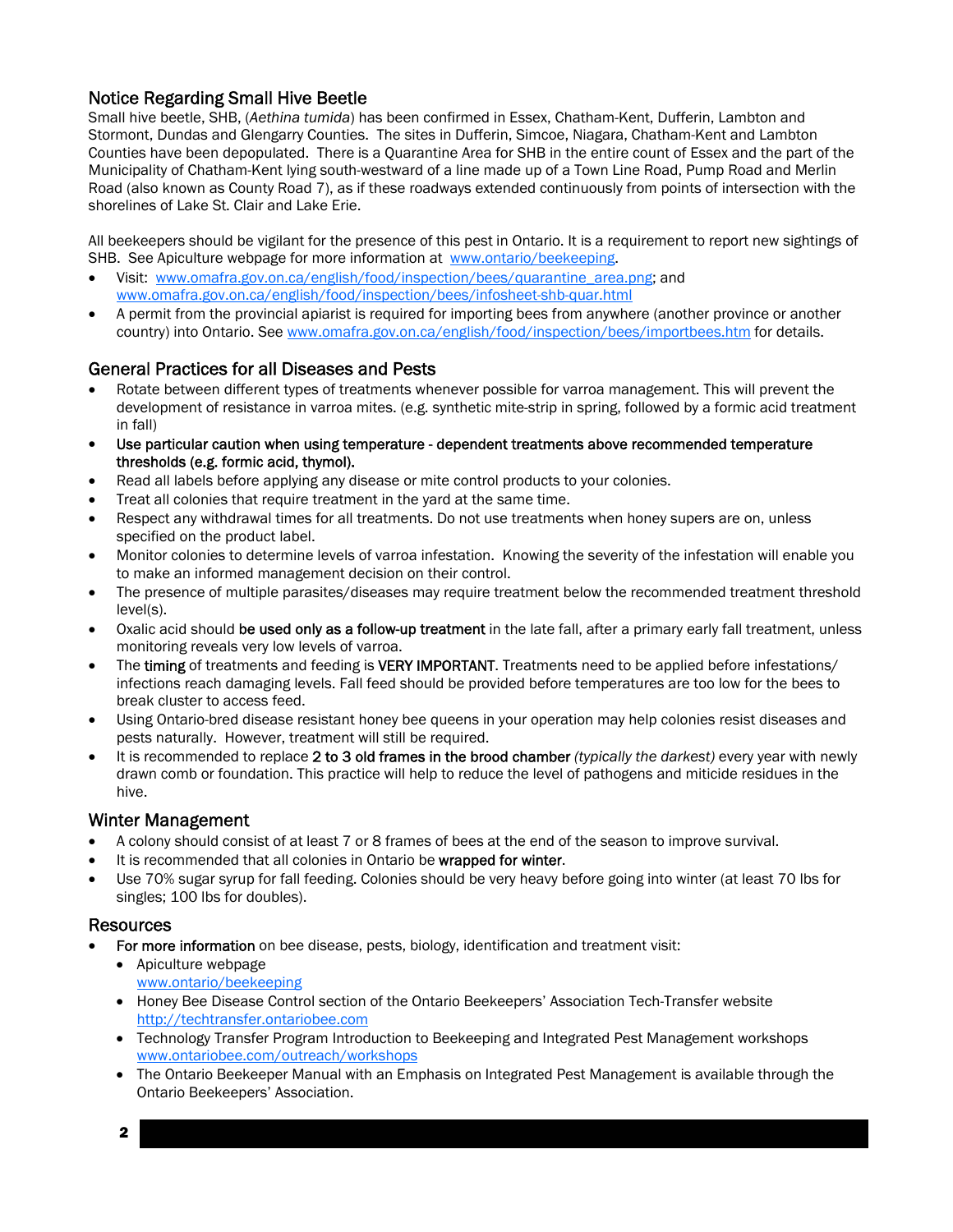## Notice Regarding Small Hive Beetle

Small hive beetle, SHB, (*Aethina tumida*) has been confirmed in Essex, Chatham-Kent, Dufferin, Lambton and Stormont, Dundas and Glengarry Counties. The sites in Dufferin, Simcoe, Niagara, Chatham-Kent and Lambton Counties have been depopulated. There is a Quarantine Area for SHB in the entire count of Essex and the part of the Municipality of Chatham-Kent lying south-westward of a line made up of a Town Line Road, Pump Road and Merlin Road (also known as County Road 7), as if these roadways extended continuously from points of intersection with the shorelines of Lake St. Clair and Lake Erie.

All beekeepers should be vigilant for the presence of this pest in Ontario. It is a requirement to report new sightings of SHB. See Apiculture webpage for more information at www.ontario/beekeeping.

- Visit: www.omafra.gov.on.ca/english/food/inspection/bees/quarantine_area.png; and www.omafra.gov.on.ca/english/food/inspection/bees/infosheet-shb-quar.html
- A permit from the provincial apiarist is required for importing bees from anywhere (another province or another country) into Ontario. See www.omafra.gov.on.ca/english/food/inspection/bees/importbees.htm for details.

## General Practices for all Diseases and Pests

- Rotate between different types of treatments whenever possible for varroa management. This will prevent the development of resistance in varroa mites. (e.g. synthetic mite-strip in spring, followed by a formic acid treatment in fall)
- **Use particular caution when using temperature - dependent treatments above recommended temperature thresholds (e.g. formic acid, thymol).**
- Read all labels before applying any disease or mite control products to your colonies.
- Treat all colonies that require treatment in the yard at the same time.
- Respect any withdrawal times for all treatments. Do not use treatments when honey supers are on, unless specified on the product label.
- Monitor colonies to determine levels of varroa infestation. Knowing the severity of the infestation will enable you to make an informed management decision on their control.
- The presence of multiple parasites/diseases may require treatment below the recommended treatment threshold level(s).
- Oxalic acid should **be used only as a follow-up treatment** in the late fall, after a primary early fall treatment, unless monitoring reveals very low levels of varroa.
- The **timing** of treatments and feeding is **VERY IMPORTANT**. Treatments need to be applied before infestations/ infections reach damaging levels. Fall feed should be provided before temperatures are too low for the bees to break cluster to access feed.
- Using Ontario-bred disease resistant honey bee queens in your operation may help colonies resist diseases and pests naturally. However, treatment will still be required.
- It is recommended to replace **2 to 3 old frames in the brood chamber** *(typically the darkest)* every year with newly drawn comb or foundation. This practice will help to reduce the level of pathogens and miticide residues in the hive.

## Winter Management

- A colony should consist of at least 7 or 8 frames of bees at the end of the season to improve survival.
- It is recommended that all colonies in Ontario be **wrapped for winter**.
- Use 70% sugar syrup for fall feeding. Colonies should be very heavy before going into winter (at least 70 lbs for singles; 100 lbs for doubles).

## Resources

- **For more information** on bee disease, pests, biology, identification and treatment visit:
  - Apiculture webpage
    www.ontario/beekeeping
  - Honey Bee Disease Control section of the Ontario Beekeepers' Association Tech-Transfer website
    http://techtransfer.ontariobee.com
  - Technology Transfer Program Introduction to Beekeeping and Integrated Pest Management workshops
    www.ontariobee.com/outreach/workshops
  - The Ontario Beekeeper Manual with an Emphasis on Integrated Pest Management is available through the Ontario Beekeepers' Association.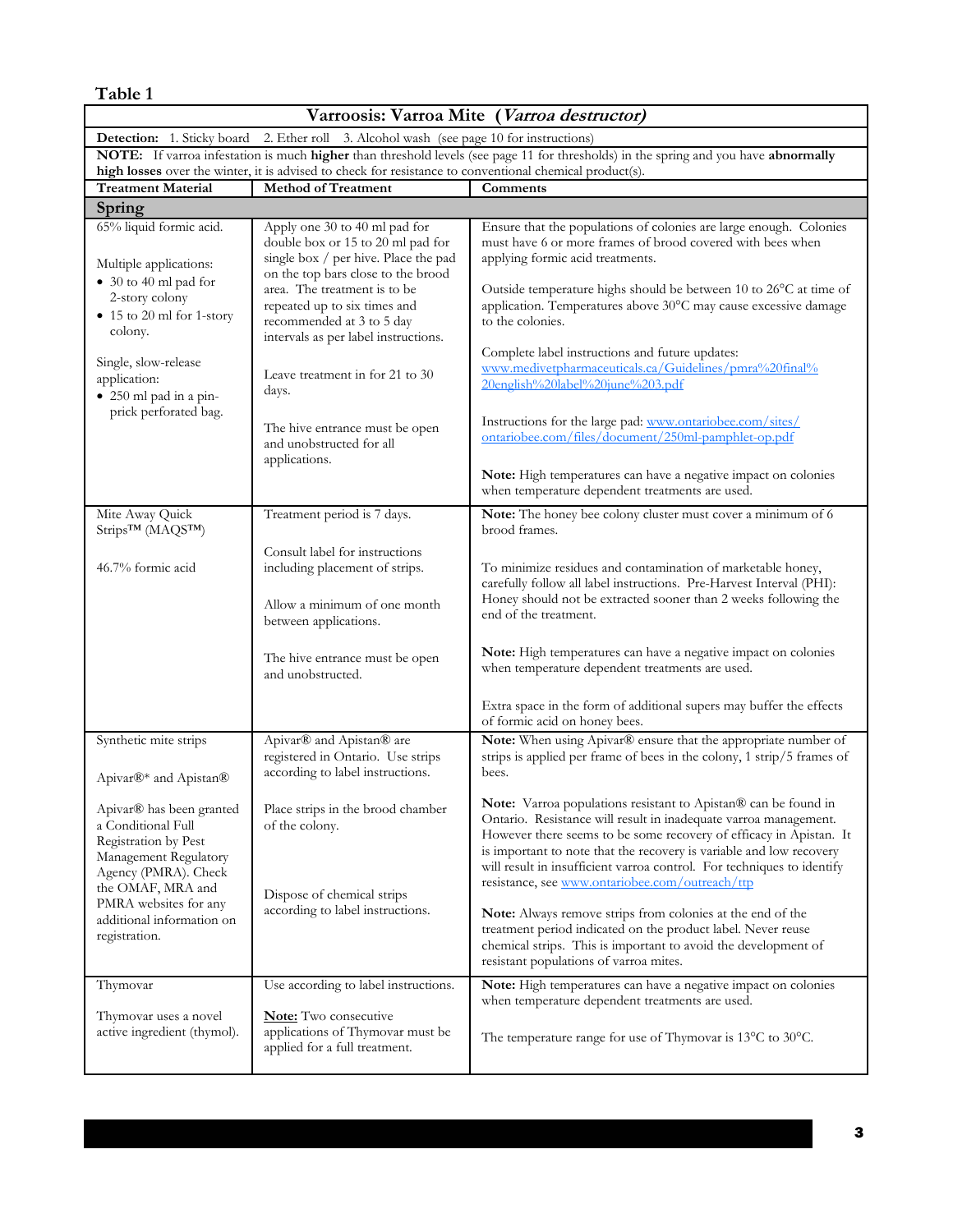## Table 1

| Varroosis: Varroa Mite (*Varroa destructor*) | | |
|---|---|---|
| **Detection:** 1. Sticky board 2. Ether roll 3. Alcohol wash (see page 10 for instructions) | | |
| **NOTE:** If varroa infestation is much **higher** than threshold levels (see page 11 for thresholds) in the spring and you have **abnormally high losses** over the winter, it is advised to check for resistance to conventional chemical product(s). | | |
| **Treatment Material** | **Method of Treatment** | **Comments** |
| **Spring** | | |
| 65% liquid formic acid.<br><br>Multiple applications:<br>• 30 to 40 ml pad for 2-story colony<br>• 15 to 20 ml for 1-story colony.<br><br>Single, slow-release application:<br>• 250 ml pad in a pin-prick perforated bag. | Apply one 30 to 40 ml pad for double box or 15 to 20 ml pad for single box / per hive. Place the pad on the top bars close to the brood area. The treatment is to be repeated up to six times and recommended at 3 to 5 day intervals as per label instructions.<br><br>Leave treatment in for 21 to 30 days.<br><br>The hive entrance must be open and unobstructed for all applications. | Ensure that the populations of colonies are large enough. Colonies must have 6 or more frames of brood covered with bees when applying formic acid treatments.<br><br>Outside temperature highs should be between 10 to 26°C at time of application. Temperatures above 30°C may cause excessive damage to the colonies.<br><br>Complete label instructions and future updates: www.medivetpharmaceuticals.ca/Guidelines/pmra%20final%20english%20label%20june%203.pdf<br><br>Instructions for the large pad: www.ontariobee.com/sites/ontariobee.com/files/document/250ml-pamphlet-op.pdf<br><br>**Note:** High temperatures can have a negative impact on colonies when temperature dependent treatments are used. |
| Mite Away Quick Strips™ (MAQS™)<br><br>46.7% formic acid | Treatment period is 7 days.<br><br>Consult label for instructions including placement of strips.<br><br>Allow a minimum of one month between applications.<br><br>The hive entrance must be open and unobstructed. | **Note:** The honey bee colony cluster must cover a minimum of 6 brood frames.<br><br>To minimize residues and contamination of marketable honey, carefully follow all label instructions. Pre-Harvest Interval (PHI): Honey should not be extracted sooner than 2 weeks following the end of the treatment.<br><br>**Note:** High temperatures can have a negative impact on colonies when temperature dependent treatments are used.<br><br>Extra space in the form of additional supers may buffer the effects of formic acid on honey bees. |
| Synthetic mite strips<br><br>Apivar®* and Apistan®<br><br>Apivar® has been granted a Conditional Full Registration by Pest Management Regulatory Agency (PMRA). Check the OMAF, MRA and PMRA websites for any additional information on registration. | Apivar® and Apistan® are registered in Ontario. Use strips according to label instructions.<br><br>Place strips in the brood chamber of the colony.<br><br>Dispose of chemical strips according to label instructions. | **Note:** When using Apivar® ensure that the appropriate number of strips is applied per frame of bees in the colony, 1 strip/5 frames of bees.<br><br>**Note:** Varroa populations resistant to Apistan® can be found in Ontario. Resistance will result in inadequate varroa management. However there seems to be some recovery of efficacy in Apistan. It is important to note that the recovery is variable and low recovery will result in insufficient varroa control. For techniques to identify resistance, see www.ontariobee.com/outreach/ttp<br><br>**Note:** Always remove strips from colonies at the end of the treatment period indicated on the product label. Never reuse chemical strips. This is important to avoid the development of resistant populations of varroa mites. |
| Thymovar<br><br>Thymovar uses a novel active ingredient (thymol). | Use according to label instructions.<br><br>**Note:** Two consecutive applications of Thymovar must be applied for a full treatment. | **Note:** High temperatures can have a negative impact on colonies when temperature dependent treatments are used.<br><br>The temperature range for use of Thymovar is 13°C to 30°C. |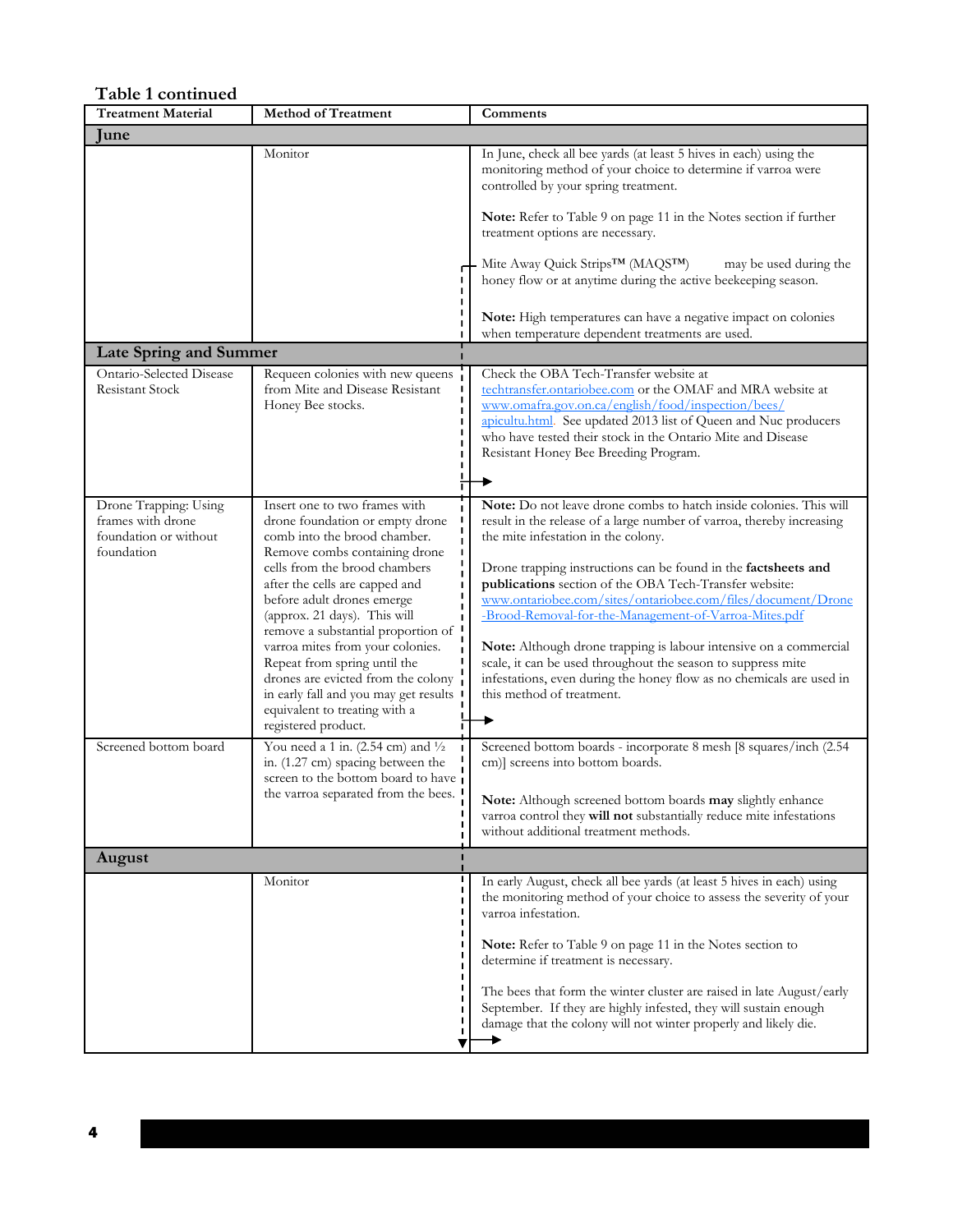**Table 1 continued**

| Treatment Material | Method of Treatment | Comments |
|---|---|---|
| **June** | | |
| | Monitor | In June, check all bee yards (at least 5 hives in each) using the monitoring method of your choice to determine if varroa were controlled by your spring treatment.<br><br>**Note:** Refer to Table 9 on page 11 in the Notes section if further treatment options are necessary.<br><br>Mite Away Quick Strips™ (MAQS™) may be used during the honey flow or at anytime during the active beekeeping season.<br><br>**Note:** High temperatures can have a negative impact on colonies when temperature dependent treatments are used. |
| **Late Spring and Summer** | | |
| Ontario-Selected Disease Resistant Stock | Requeen colonies with new queens from Mite and Disease Resistant Honey Bee stocks. | Check the OBA Tech-Transfer website at techtransfer.ontariobee.com or the OMAF and MRA website at www.omafra.gov.on.ca/english/food/inspection/bees/apicultu.html. See updated 2013 list of Queen and Nuc producers who have tested their stock in the Ontario Mite and Disease Resistant Honey Bee Breeding Program. |
| Drone Trapping: Using frames with drone foundation or without foundation | Insert one to two frames with drone foundation or empty drone comb into the brood chamber. Remove combs containing drone cells from the brood chambers after the cells are capped and before adult drones emerge (approx. 21 days). This will remove a substantial proportion of varroa mites from your colonies. Repeat from spring until the drones are evicted from the colony in early fall and you may get results equivalent to treating with a registered product. | **Note:** Do not leave drone combs to hatch inside colonies. This will result in the release of a large number of varroa, thereby increasing the mite infestation in the colony.<br><br>Drone trapping instructions can be found in the **factsheets and publications** section of the OBA Tech-Transfer website: www.ontariobee.com/sites/ontariobee.com/files/document/Drone-Brood-Removal-for-the-Management-of-Varroa-Mites.pdf<br><br>**Note:** Although drone trapping is labour intensive on a commercial scale, it can be used throughout the season to suppress mite infestations, even during the honey flow as no chemicals are used in this method of treatment. |
| Screened bottom board | You need a 1 in. (2.54 cm) and ½ in. (1.27 cm) spacing between the screen to the bottom board to have the varroa separated from the bees. | Screened bottom boards - incorporate 8 mesh [8 squares/inch (2.54 cm)] screens into bottom boards.<br><br>**Note:** Although screened bottom boards **may** slightly enhance varroa control they **will not** substantially reduce mite infestations without additional treatment methods. |
| **August** | | |
| | Monitor | In early August, check all bee yards (at least 5 hives in each) using the monitoring method of your choice to assess the severity of your varroa infestation.<br><br>**Note:** Refer to Table 9 on page 11 in the Notes section to determine if treatment is necessary.<br><br>The bees that form the winter cluster are raised in late August/early September. If they are highly infested, they will sustain enough damage that the colony will not winter properly and likely die. |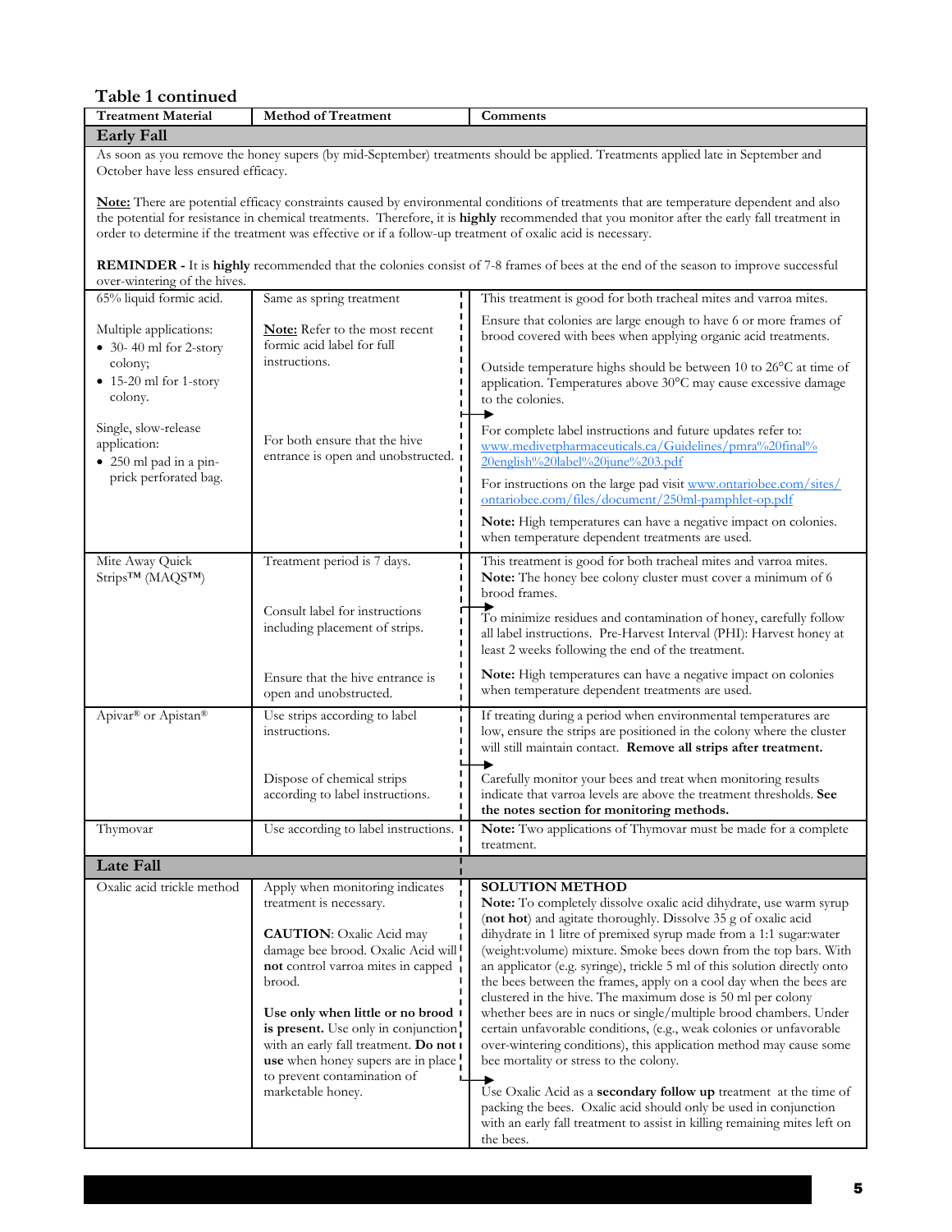## Table 1 continued

| Treatment Material | Method of Treatment | Comments |
|---|---|---|
| **Early Fall** | | |
| As soon as you remove the honey supers (by mid-September) treatments should be applied. Treatments applied late in September and October have less ensured efficacy.<br><br>**Note:** There are potential efficacy constraints caused by environmental conditions of treatments that are temperature dependent and also the potential for resistance in chemical treatments. Therefore, it is **highly** recommended that you monitor after the early fall treatment in order to determine if the treatment was effective or if a follow-up treatment of oxalic acid is necessary.<br><br>**REMINDER -** It is **highly** recommended that the colonies consist of 7-8 frames of bees at the end of the season to improve successful over-wintering of the hives. | | |
| 65% liquid formic acid.<br><br>Multiple applications:<br>• 30- 40 ml for 2-story colony;<br>• 15-20 ml for 1-story colony.<br><br>Single, slow-release application:<br>• 250 ml pad in a pin-prick perforated bag. | Same as spring treatment<br><br>**Note:** Refer to the most recent formic acid label for full instructions.<br><br>For both ensure that the hive entrance is open and unobstructed. | This treatment is good for both tracheal mites and varroa mites.<br><br>Ensure that colonies are large enough to have 6 or more frames of brood covered with bees when applying organic acid treatments.<br><br>Outside temperature highs should be between 10 to 26°C at time of application. Temperatures above 30°C may cause excessive damage to the colonies.<br><br>For complete label instructions and future updates refer to: www.medivetpharmaceuticals.ca/Guidelines/pmra%20final%20english%20label%20june%203.pdf<br><br>For instructions on the large pad visit www.ontariobee.com/sites/ontariobee.com/files/document/250ml-pamphlet-op.pdf<br><br>**Note:** High temperatures can have a negative impact on colonies. when temperature dependent treatments are used. |
| Mite Away Quick Strips™ (MAQS™) | Treatment period is 7 days.<br><br>Consult label for instructions including placement of strips.<br><br>Ensure that the hive entrance is open and unobstructed. | This treatment is good for both tracheal mites and varroa mites. **Note:** The honey bee colony cluster must cover a minimum of 6 brood frames.<br><br>To minimize residues and contamination of honey, carefully follow all label instructions. Pre-Harvest Interval (PHI): Harvest honey at least 2 weeks following the end of the treatment.<br><br>**Note:** High temperatures can have a negative impact on colonies when temperature dependent treatments are used. |
| Apivar® or Apistan® | Use strips according to label instructions.<br><br>Dispose of chemical strips according to label instructions. | If treating during a period when environmental temperatures are low, ensure the strips are positioned in the colony where the cluster will still maintain contact. **Remove all strips after treatment.**<br><br>Carefully monitor your bees and treat when monitoring results indicate that varroa levels are above the treatment thresholds. **See the notes section for monitoring methods.** |
| Thymovar | Use according to label instructions. | **Note:** Two applications of Thymovar must be made for a complete treatment. |
| **Late Fall** | | |
| Oxalic acid trickle method | Apply when monitoring indicates treatment is necessary.<br><br>**CAUTION**: Oxalic Acid may damage bee brood. Oxalic Acid will **not** control varroa mites in capped brood.<br><br>**Use only when little or no brood is present.** Use only in conjunction with an early fall treatment. **Do not use** when honey supers are in place to prevent contamination of marketable honey. | **SOLUTION METHOD**<br>**Note:** To completely dissolve oxalic acid dihydrate, use warm syrup (**not hot**) and agitate thoroughly. Dissolve 35 g of oxalic acid dihydrate in 1 litre of premixed syrup made from a 1:1 sugar:water (weight:volume) mixture. Smoke bees down from the top bars. With an applicator (e.g. syringe), trickle 5 ml of this solution directly onto the bees between the frames, apply on a cool day when the bees are clustered in the hive. The maximum dose is 50 ml per colony whether bees are in nucs or single/multiple brood chambers. Under certain unfavorable conditions, (e.g., weak colonies or unfavorable over-wintering conditions), this application method may cause some bee mortality or stress to the colony.<br><br>Use Oxalic Acid as a **secondary follow up** treatment at the time of packing the bees. Oxalic acid should only be used in conjunction with an early fall treatment to assist in killing remaining mites left on the bees. |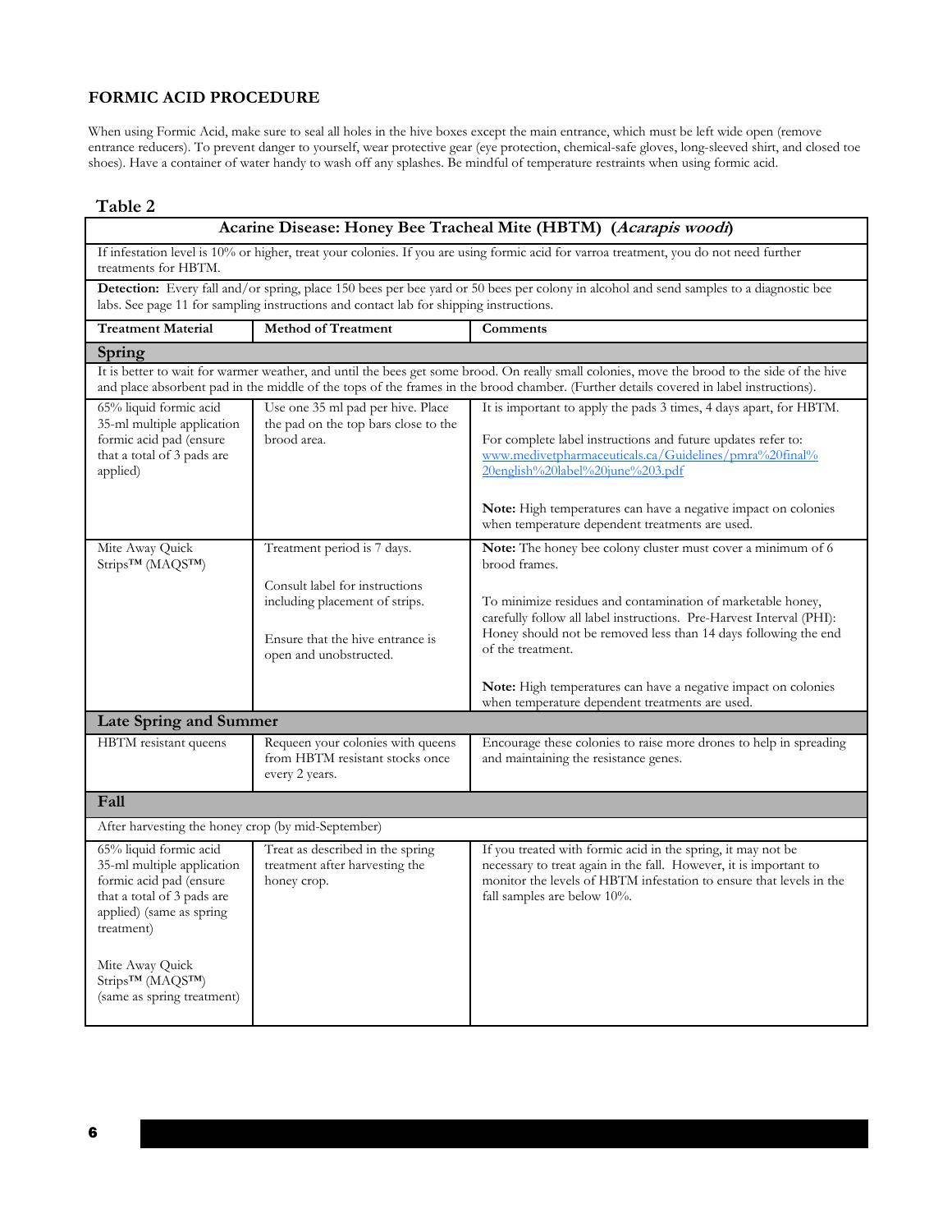## FORMIC ACID PROCEDURE

When using Formic Acid, make sure to seal all holes in the hive boxes except the main entrance, which must be left wide open (remove entrance reducers). To prevent danger to yourself, wear protective gear (eye protection, chemical-safe gloves, long-sleeved shirt, and closed toe shoes). Have a container of water handy to wash off any splashes. Be mindful of temperature restraints when using formic acid.

### Table 2

| Acarine Disease: Honey Bee Tracheal Mite (HBTM) (*Acarapis woodi*) | | |
|---|---|---|
| If infestation level is 10% or higher, treat your colonies. If you are using formic acid for varroa treatment, you do not need further treatments for HBTM. | | |
| **Detection:** Every fall and/or spring, place 150 bees per bee yard or 50 bees per colony in alcohol and send samples to a diagnostic bee labs. See page 11 for sampling instructions and contact lab for shipping instructions. | | |
| **Treatment Material** | **Method of Treatment** | **Comments** |
| **Spring** | | |
| It is better to wait for warmer weather, and until the bees get some brood. On really small colonies, move the brood to the side of the hive and place absorbent pad in the middle of the tops of the frames in the brood chamber. (Further details covered in label instructions). | | |
| 65% liquid formic acid 35-ml multiple application formic acid pad (ensure that a total of 3 pads are applied) | Use one 35 ml pad per hive. Place the pad on the top bars close to the brood area. | It is important to apply the pads 3 times, 4 days apart, for HBTM.<br><br>For complete label instructions and future updates refer to: [www.medivetpharmaceuticals.ca/Guidelines/pmra%20final%20english%20label%20june%203.pdf](www.medivetpharmaceuticals.ca/Guidelines/pmra%20final%20english%20label%20june%203.pdf)<br><br>**Note:** High temperatures can have a negative impact on colonies when temperature dependent treatments are used. |
| Mite Away Quick Strips™ (MAQS™) | Treatment period is 7 days.<br><br>Consult label for instructions including placement of strips.<br><br>Ensure that the hive entrance is open and unobstructed. | **Note:** The honey bee colony cluster must cover a minimum of 6 brood frames.<br><br>To minimize residues and contamination of marketable honey, carefully follow all label instructions. Pre-Harvest Interval (PHI): Honey should not be removed less than 14 days following the end of the treatment.<br><br>**Note:** High temperatures can have a negative impact on colonies when temperature dependent treatments are used. |
| **Late Spring and Summer** | | |
| HBTM resistant queens | Requeen your colonies with queens from HBTM resistant stocks once every 2 years. | Encourage these colonies to raise more drones to help in spreading and maintaining the resistance genes. |
| **Fall** | | |
| After harvesting the honey crop (by mid-September) | | |
| 65% liquid formic acid 35-ml multiple application formic acid pad (ensure that a total of 3 pads are applied) (same as spring treatment)<br><br>Mite Away Quick Strips™ (MAQS™) (same as spring treatment) | Treat as described in the spring treatment after harvesting the honey crop. | If you treated with formic acid in the spring, it may not be necessary to treat again in the fall. However, it is important to monitor the levels of HBTM infestation to ensure that levels in the fall samples are below 10%. |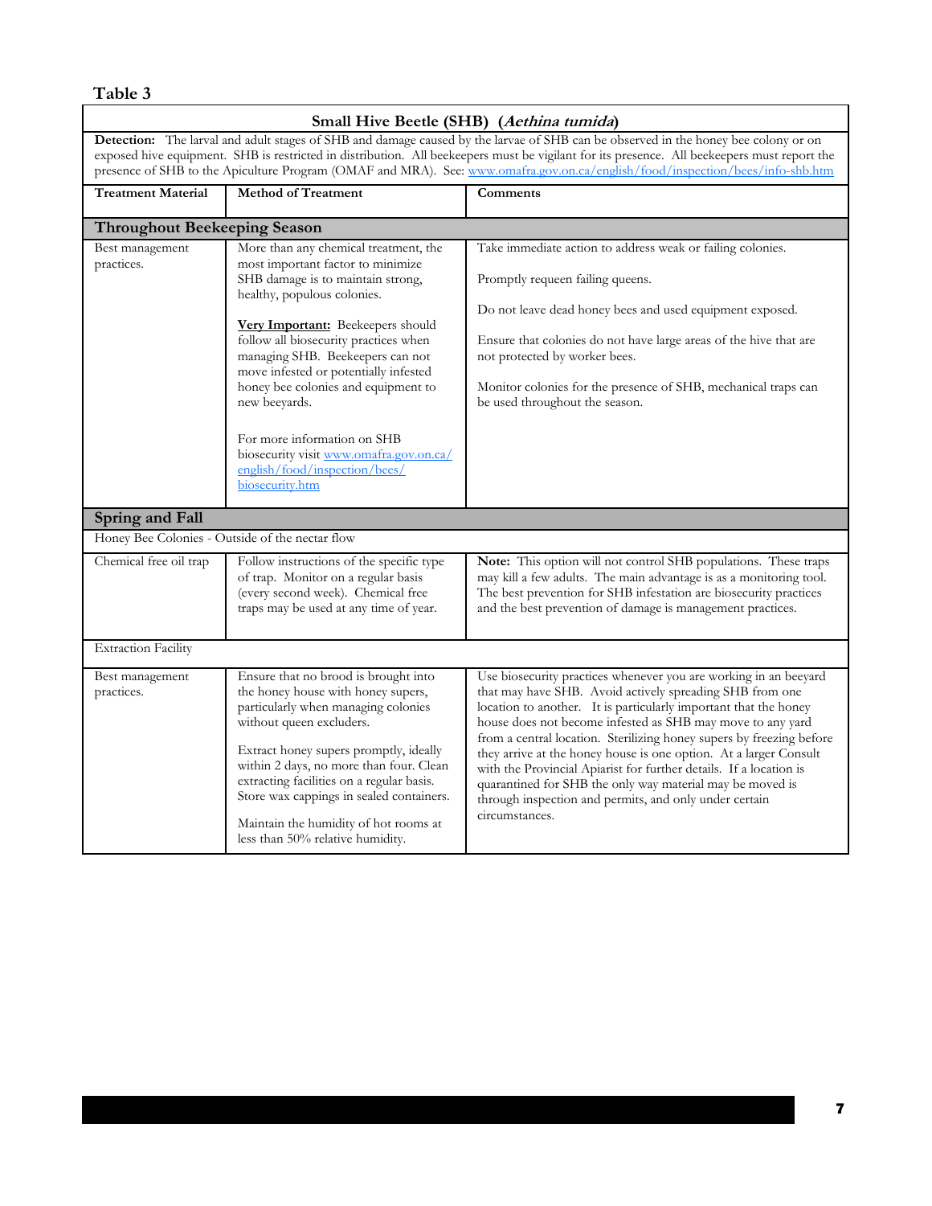## Table 3

| Small Hive Beetle (SHB) (*Aethina tumida*) | | |
|---|---|---|
| **Detection:** The larval and adult stages of SHB and damage caused by the larvae of SHB can be observed in the honey bee colony or on exposed hive equipment. SHB is restricted in distribution. All beekeepers must be vigilant for its presence. All beekeepers must report the presence of SHB to the Apiculture Program (OMAF and MRA). See: www.omafra.gov.on.ca/english/food/inspection/bees/info-shb.htm | | |
| **Treatment Material** | **Method of Treatment** | **Comments** |
| **Throughout Beekeeping Season** | | |
| Best management practices. | More than any chemical treatment, the most important factor to minimize SHB damage is to maintain strong, healthy, populous colonies.<br><br>**<u>Very Important:</u>** Beekeepers should follow all biosecurity practices when managing SHB. Beekeepers can not move infested or potentially infested honey bee colonies and equipment to new beeyards.<br><br>For more information on SHB biosecurity visit www.omafra.gov.on.ca/english/food/inspection/bees/biosecurity.htm | Take immediate action to address weak or failing colonies.<br><br>Promptly requeen failing queens.<br><br>Do not leave dead honey bees and used equipment exposed.<br><br>Ensure that colonies do not have large areas of the hive that are not protected by worker bees.<br><br>Monitor colonies for the presence of SHB, mechanical traps can be used throughout the season. |
| **Spring and Fall** | | |
| Honey Bee Colonies - Outside of the nectar flow | | |
| Chemical free oil trap | Follow instructions of the specific type of trap. Monitor on a regular basis (every second week). Chemical free traps may be used at any time of year. | **Note:** This option will not control SHB populations. These traps may kill a few adults. The main advantage is as a monitoring tool. The best prevention for SHB infestation are biosecurity practices and the best prevention of damage is management practices. |
| Extraction Facility | | |
| Best management practices. | Ensure that no brood is brought into the honey house with honey supers, particularly when managing colonies without queen excluders.<br><br>Extract honey supers promptly, ideally within 2 days, no more than four. Clean extracting facilities on a regular basis. Store wax cappings in sealed containers.<br><br>Maintain the humidity of hot rooms at less than 50% relative humidity. | Use biosecurity practices whenever you are working in an beeyard that may have SHB. Avoid actively spreading SHB from one location to another. It is particularly important that the honey house does not become infested as SHB may move to any yard from a central location. Sterilizing honey supers by freezing before they arrive at the honey house is one option. At a larger Consult with the Provincial Apiarist for further details. If a location is quarantined for SHB the only way material may be moved is through inspection and permits, and only under certain circumstances. |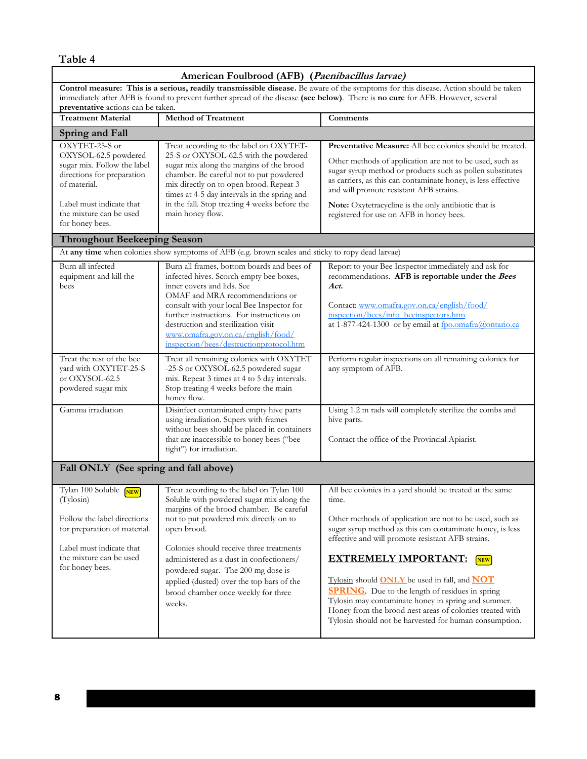## Table 4

| American Foulbrood (AFB) (*Paenibacillus larvae*) | | |
|---|---|---|
| **Control measure: This is a serious, readily transmissible disease.** Be aware of the symptoms for this disease. Action should be taken immediately after AFB is found to prevent further spread of the disease **(see below)**. There is **no cure** for AFB. However, several **preventative** actions can be taken. | | |
| **Treatment Material** | **Method of Treatment** | **Comments** |
| **Spring and Fall** | | |
| OXYTET-25-S or OXYSOL-62.5 powdered sugar mix. Follow the label directions for preparation of material.<br><br>Label must indicate that the mixture can be used for honey bees. | Treat according to the label on OXYTET-25-S or OXYSOL-62.5 with the powdered sugar mix along the margins of the brood chamber. Be careful not to put powdered mix directly on to open brood. Repeat 3 times at 4-5 day intervals in the spring and in the fall. Stop treating 4 weeks before the main honey flow. | **Preventative Measure:** All bee colonies should be treated.<br><br>Other methods of application are not to be used, such as sugar syrup method or products such as pollen substitutes as carriers, as this can contaminate honey, is less effective and will promote resistant AFB strains.<br><br>**Note:** Oxytetracycline is the only antibiotic that is registered for use on AFB in honey bees. |
| **Throughout Beekeeping Season** | | |
| At **any time** when colonies show symptoms of AFB (e.g. brown scales and sticky to ropy dead larvae) | | |
| Burn all infected equipment and kill the bees | Burn all frames, bottom boards and bees of infected hives. Scorch empty bee boxes, inner covers and lids. See OMAF and MRA recommendations or consult with your local Bee Inspector for further instructions. For instructions on destruction and sterilization visit www.omafra.gov.on.ca/english/food/inspection/bees/destructionprotocol.htm | Report to your Bee Inspector immediately and ask for recommendations. **AFB is reportable under the *Bees Act*.**<br><br>Contact: www.omafra.gov.on.ca/english/food/inspection/bees/info_beeinspectors.htm at 1-877-424-1300 or by email at fpo.omafra@ontario.ca |
| Treat the rest of the bee yard with OXYTET-25-S or OXYSOL-62.5 powdered sugar mix | Treat all remaining colonies with OXYTET-25-S or OXYSOL-62.5 powdered sugar mix. Repeat 3 times at 4 to 5 day intervals. Stop treating 4 weeks before the main honey flow. | Perform regular inspections on all remaining colonies for any symptom of AFB. |
| Gamma irradiation | Disinfect contaminated empty hive parts using irradiation. Supers with frames without bees should be placed in containers that are inaccessible to honey bees ("bee tight") for irradiation. | Using 1.2 m rads will completely sterilize the combs and hive parts.<br><br>Contact the office of the Provincial Apiarist. |
| **Fall ONLY (See spring and fall above)** | | |
| Tylan 100 Soluble NEW (Tylosin)<br><br>Follow the label directions for preparation of material.<br><br>Label must indicate that the mixture can be used for honey bees. | Treat according to the label on Tylan 100 Soluble with powdered sugar mix along the margins of the brood chamber. Be careful not to put powdered mix directly on to open brood.<br><br>Colonies should receive three treatments administered as a dust in confectioners/powdered sugar. The 200 mg dose is applied (dusted) over the top bars of the brood chamber once weekly for three weeks. | All bee colonies in a yard should be treated at the same time.<br><br>Other methods of application are not to be used, such as sugar syrup method as this can contaminate honey, is less effective and will promote resistant AFB strains.<br><br>**EXTREMELY IMPORTANT:** NEW<br><br>Tylosin should **ONLY** be used in fall, and **NOT SPRING**. Due to the length of residues in spring Tylosin may contaminate honey in spring and summer. Honey from the brood nest areas of colonies treated with Tylosin should not be harvested for human consumption. |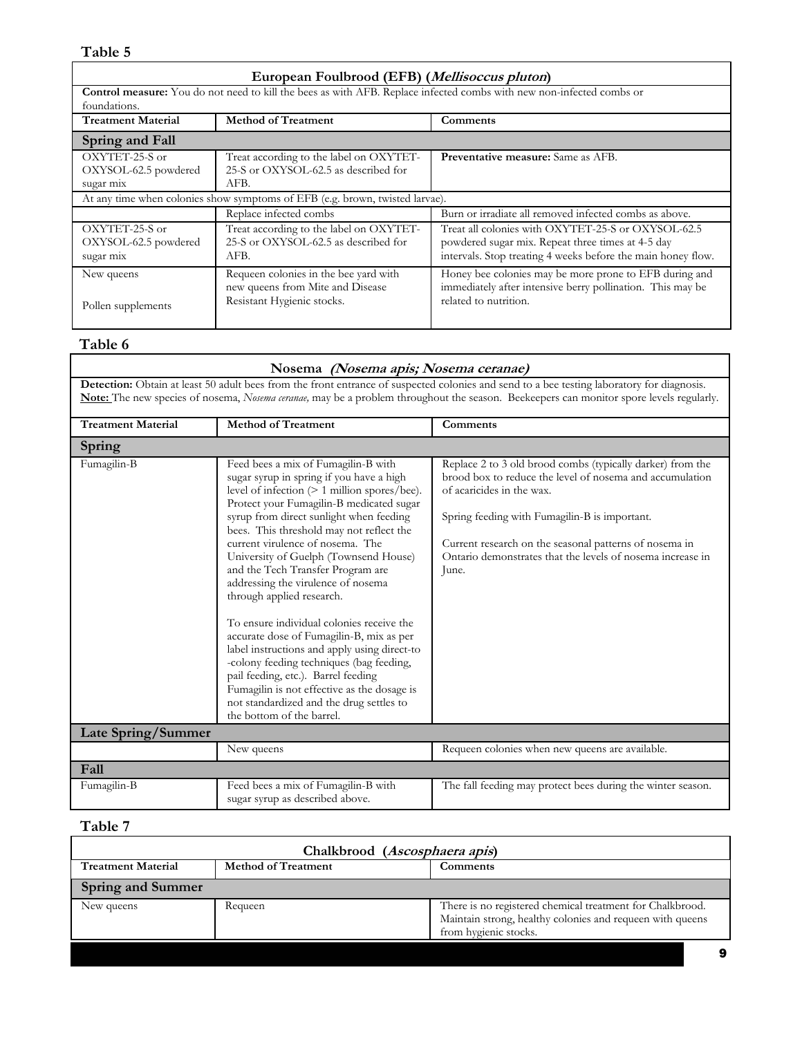**Table 5**

| European Foulbrood (EFB) (*Mellisoccus pluton*) | | |
|---|---|---|
| **Control measure:** You do not need to kill the bees as with AFB. Replace infected combs with new non-infected combs or foundations. | | |
| **Treatment Material** | **Method of Treatment** | **Comments** |
| **Spring and Fall** | | |
| OXYTET-25-S or OXYSOL-62.5 powdered sugar mix | Treat according to the label on OXYTET-25-S or OXYSOL-62.5 as described for AFB. | **Preventative measure:** Same as AFB. |
| At any time when colonies show symptoms of EFB (e.g. brown, twisted larvae). | | |
| | Replace infected combs | Burn or irradiate all removed infected combs as above. |
| OXYTET-25-S or OXYSOL-62.5 powdered sugar mix | Treat according to the label on OXYTET-25-S or OXYSOL-62.5 as described for AFB. | Treat all colonies with OXYTET-25-S or OXYSOL-62.5 powdered sugar mix. Repeat three times at 4-5 day intervals. Stop treating 4 weeks before the main honey flow. |
| New queens<br><br>Pollen supplements | Requeen colonies in the bee yard with new queens from Mite and Disease Resistant Hygienic stocks. | Honey bee colonies may be more prone to EFB during and immediately after intensive berry pollination. This may be related to nutrition. |

**Table 6**

| Nosema *(Nosema apis; Nosema ceranae)* | | |
|---|---|---|
| **Detection:** Obtain at least 50 adult bees from the front entrance of suspected colonies and send to a bee testing laboratory for diagnosis.<br>**Note:** The new species of nosema, *Nosema ceranae,* may be a problem throughout the season. Beekeepers can monitor spore levels regularly. | | |
| **Treatment Material** | **Method of Treatment** | **Comments** |
| **Spring** | | |
| Fumagilin-B | Feed bees a mix of Fumagilin-B with sugar syrup in spring if you have a high level of infection (> 1 million spores/bee). Protect your Fumagilin-B medicated sugar syrup from direct sunlight when feeding bees. This threshold may not reflect the current virulence of nosema. The University of Guelph (Townsend House) and the Tech Transfer Program are addressing the virulence of nosema through applied research.<br><br>To ensure individual colonies receive the accurate dose of Fumagilin-B, mix as per label instructions and apply using direct-to-colony feeding techniques (bag feeding, pail feeding, etc.). Barrel feeding Fumagilin is not effective as the dosage is not standardized and the drug settles to the bottom of the barrel. | Replace 2 to 3 old brood combs (typically darker) from the brood box to reduce the level of nosema and accumulation of acaricides in the wax.<br><br>Spring feeding with Fumagilin-B is important.<br><br>Current research on the seasonal patterns of nosema in Ontario demonstrates that the levels of nosema increase in June. |
| **Late Spring/Summer** | | |
| | New queens | Requeen colonies when new queens are available. |
| **Fall** | | |
| Fumagilin-B | Feed bees a mix of Fumagilin-B with sugar syrup as described above. | The fall feeding may protect bees during the winter season. |

**Table 7**

| Chalkbrood (*Ascosphaera apis*) | | |
|---|---|---|
| **Treatment Material** | **Method of Treatment** | **Comments** |
| **Spring and Summer** | | |
| New queens | Requeen | There is no registered chemical treatment for Chalkbrood. Maintain strong, healthy colonies and requeen with queens from hygienic stocks. |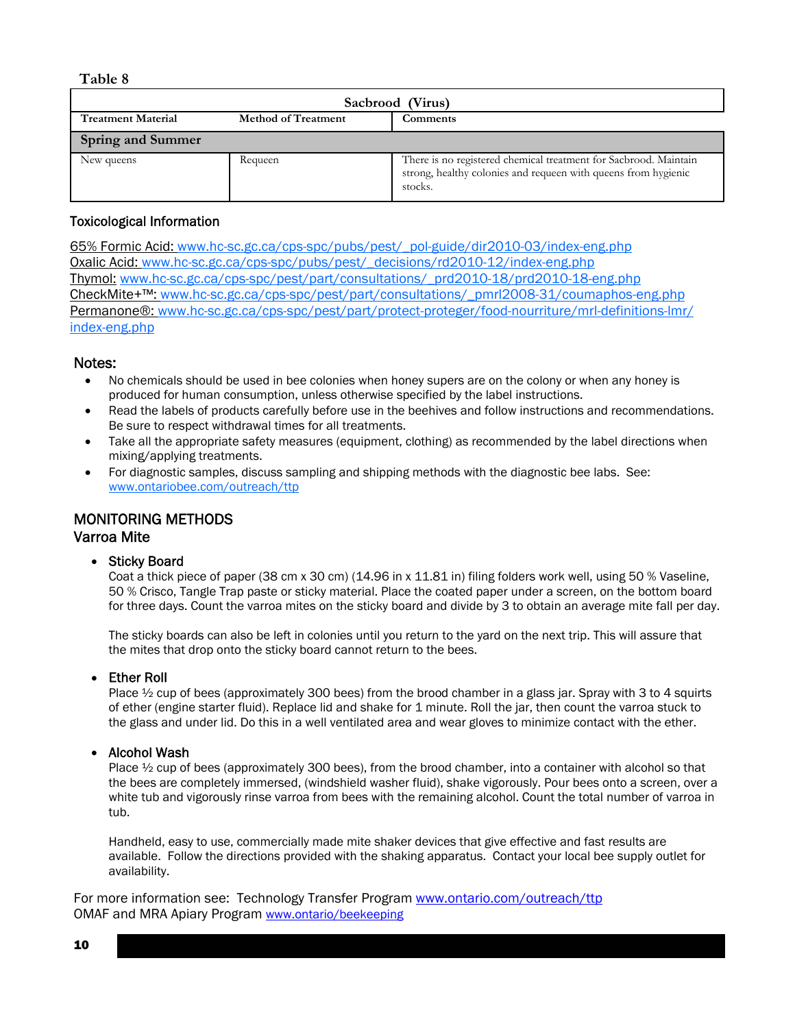**Table 8**

| Sacbrood (Virus) | | |
|---|---|---|
| **Treatment Material** | **Method of Treatment** | **Comments** |
| **Spring and Summer** | | |
| New queens | Requeen | There is no registered chemical treatment for Sacbrood. Maintain strong, healthy colonies and requeen with queens from hygienic stocks. |

### Toxicological Information

65% Formic Acid: www.hc-sc.gc.ca/cps-spc/pubs/pest/_pol-guide/dir2010-03/index-eng.php
Oxalic Acid: www.hc-sc.gc.ca/cps-spc/pubs/pest/_decisions/rd2010-12/index-eng.php
Thymol: www.hc-sc.gc.ca/cps-spc/pest/part/consultations/_prd2010-18/prd2010-18-eng.php
CheckMite+™: www.hc-sc.gc.ca/cps-spc/pest/part/consultations/_pmrl2008-31/coumaphos-eng.php
Permanone®: www.hc-sc.gc.ca/cps-spc/pest/part/protect-proteger/food-nourriture/mrl-definitions-lmr/index-eng.php

### Notes:

- No chemicals should be used in bee colonies when honey supers are on the colony or when any honey is produced for human consumption, unless otherwise specified by the label instructions.
- Read the labels of products carefully before use in the beehives and follow instructions and recommendations. Be sure to respect withdrawal times for all treatments.
- Take all the appropriate safety measures (equipment, clothing) as recommended by the label directions when mixing/applying treatments.
- For diagnostic samples, discuss sampling and shipping methods with the diagnostic bee labs. See: www.ontariobee.com/outreach/ttp

## MONITORING METHODS

### Varroa Mite

- **Sticky Board**
  Coat a thick piece of paper (38 cm x 30 cm) (14.96 in x 11.81 in) filing folders work well, using 50 % Vaseline, 50 % Crisco, Tangle Trap paste or sticky material. Place the coated paper under a screen, on the bottom board for three days. Count the varroa mites on the sticky board and divide by 3 to obtain an average mite fall per day.

  The sticky boards can also be left in colonies until you return to the yard on the next trip. This will assure that the mites that drop onto the sticky board cannot return to the bees.

- **Ether Roll**
  Place ½ cup of bees (approximately 300 bees) from the brood chamber in a glass jar. Spray with 3 to 4 squirts of ether (engine starter fluid). Replace lid and shake for 1 minute. Roll the jar, then count the varroa stuck to the glass and under lid. Do this in a well ventilated area and wear gloves to minimize contact with the ether.

- **Alcohol Wash**
  Place ½ cup of bees (approximately 300 bees), from the brood chamber, into a container with alcohol so that the bees are completely immersed, (windshield washer fluid), shake vigorously. Pour bees onto a screen, over a white tub and vigorously rinse varroa from bees with the remaining alcohol. Count the total number of varroa in tub.

  Handheld, easy to use, commercially made mite shaker devices that give effective and fast results are available. Follow the directions provided with the shaking apparatus. Contact your local bee supply outlet for availability.

For more information see: Technology Transfer Program www.ontario.com/outreach/ttp
OMAF and MRA Apiary Program www.ontario/beekeeping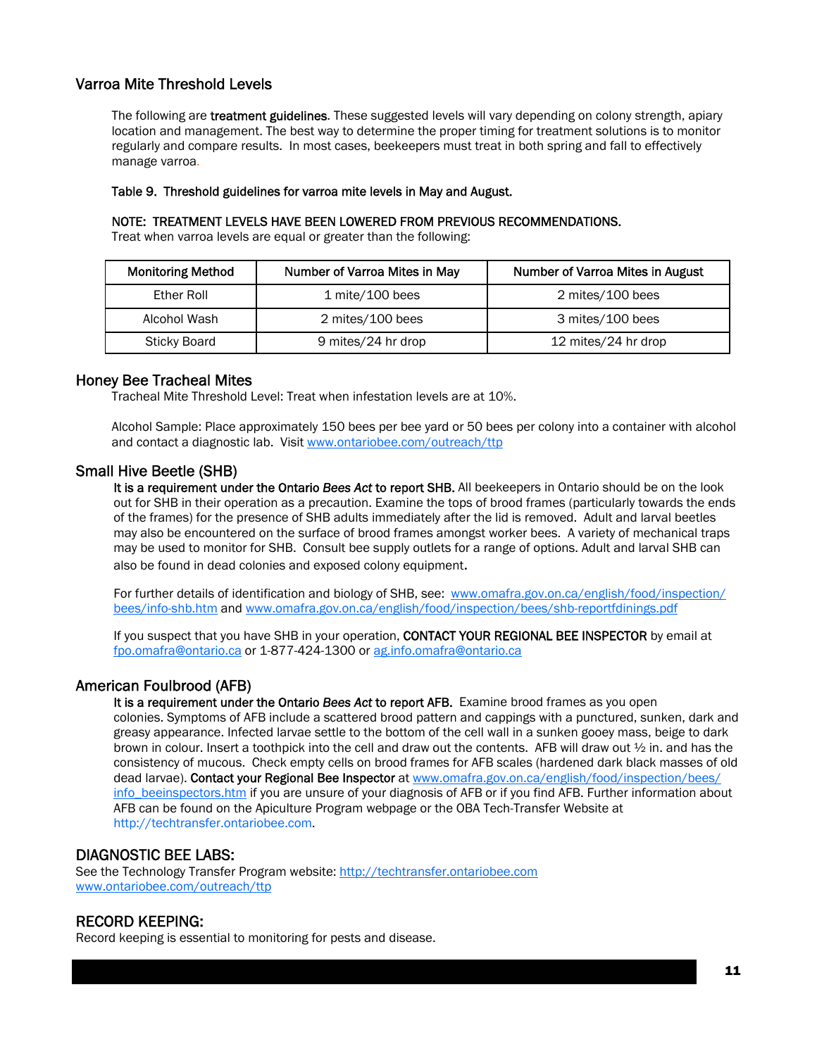## Varroa Mite Threshold Levels

The following are **treatment guidelines**. These suggested levels will vary depending on colony strength, apiary location and management. The best way to determine the proper timing for treatment solutions is to monitor regularly and compare results. In most cases, beekeepers must treat in both spring and fall to effectively manage varroa.

**Table 9. Threshold guidelines for varroa mite levels in May and August.**

**NOTE: TREATMENT LEVELS HAVE BEEN LOWERED FROM PREVIOUS RECOMMENDATIONS.**
Treat when varroa levels are equal or greater than the following:

| Monitoring Method | Number of Varroa Mites in May | Number of Varroa Mites in August |
|---|---|---|
| Ether Roll | 1 mite/100 bees | 2 mites/100 bees |
| Alcohol Wash | 2 mites/100 bees | 3 mites/100 bees |
| Sticky Board | 9 mites/24 hr drop | 12 mites/24 hr drop |

## Honey Bee Tracheal Mites

Tracheal Mite Threshold Level: Treat when infestation levels are at 10%.

Alcohol Sample: Place approximately 150 bees per bee yard or 50 bees per colony into a container with alcohol and contact a diagnostic lab. Visit www.ontariobee.com/outreach/ttp

## Small Hive Beetle (SHB)

**It is a requirement under the Ontario *Bees Act* to report SHB.** All beekeepers in Ontario should be on the look out for SHB in their operation as a precaution. Examine the tops of brood frames (particularly towards the ends of the frames) for the presence of SHB adults immediately after the lid is removed. Adult and larval beetles may also be encountered on the surface of brood frames amongst worker bees. A variety of mechanical traps may be used to monitor for SHB. Consult bee supply outlets for a range of options. Adult and larval SHB can also be found in dead colonies and exposed colony equipment.

For further details of identification and biology of SHB, see: www.omafra.gov.on.ca/english/food/inspection/bees/info-shb.htm and www.omafra.gov.on.ca/english/food/inspection/bees/shb-reportfdinings.pdf

If you suspect that you have SHB in your operation, **CONTACT YOUR REGIONAL BEE INSPECTOR** by email at fpo.omafra@ontario.ca or 1-877-424-1300 or ag.info.omafra@ontario.ca

## American Foulbrood (AFB)

**It is a requirement under the Ontario *Bees Act* to report AFB.** Examine brood frames as you open colonies. Symptoms of AFB include a scattered brood pattern and cappings with a punctured, sunken, dark and greasy appearance. Infected larvae settle to the bottom of the cell wall in a sunken gooey mass, beige to dark brown in colour. Insert a toothpick into the cell and draw out the contents. AFB will draw out ½ in. and has the consistency of mucous. Check empty cells on brood frames for AFB scales (hardened dark black masses of old dead larvae). **Contact your Regional Bee Inspector** at www.omafra.gov.on.ca/english/food/inspection/bees/info_beeinspectors.htm if you are unsure of your diagnosis of AFB or if you find AFB. Further information about AFB can be found on the Apiculture Program webpage or the OBA Tech-Transfer Website at http://techtransfer.ontariobee.com.

## DIAGNOSTIC BEE LABS:

See the Technology Transfer Program website: http://techtransfer.ontariobee.com
www.ontariobee.com/outreach/ttp

## RECORD KEEPING:

Record keeping is essential to monitoring for pests and disease.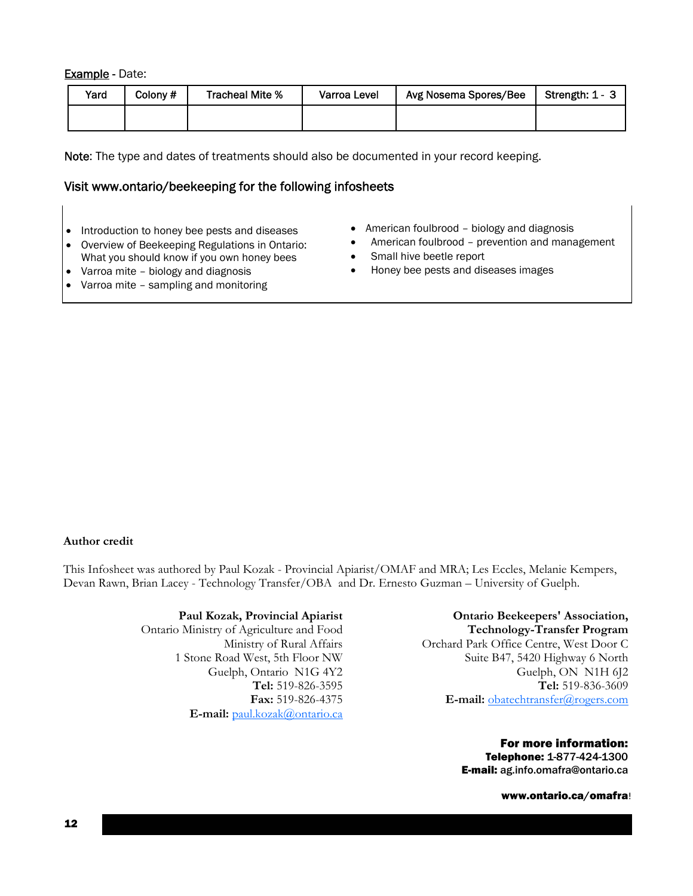**Example** - Date:

| Yard | Colony # | Tracheal Mite % | Varroa Level | Avg Nosema Spores/Bee | Strength: 1 - 3 |
|---|---|---|---|---|---|
| | | | | | |

**Note**: The type and dates of treatments should also be documented in your record keeping.

## Visit www.ontario/beekeeping for the following infosheets

- Introduction to honey bee pests and diseases
- Overview of Beekeeping Regulations in Ontario: What you should know if you own honey bees
- Varroa mite – biology and diagnosis
- Varroa mite – sampling and monitoring
- American foulbrood – biology and diagnosis
- American foulbrood – prevention and management
- Small hive beetle report
- Honey bee pests and diseases images

**Author credit**

This Infosheet was authored by Paul Kozak - Provincial Apiarist/OMAF and MRA; Les Eccles, Melanie Kempers, Devan Rawn, Brian Lacey - Technology Transfer/OBA and Dr. Ernesto Guzman – University of Guelph.

**Paul Kozak, Provincial Apiarist**
Ontario Ministry of Agriculture and Food
Ministry of Rural Affairs
1 Stone Road West, 5th Floor NW
Guelph, Ontario N1G 4Y2
**Tel:** 519-826-3595
**Fax:** 519-826-4375
**E-mail:** paul.kozak@ontario.ca

**Ontario Beekeepers' Association, Technology-Transfer Program**
Orchard Park Office Centre, West Door C
Suite B47, 5420 Highway 6 North
Guelph, ON N1H 6J2
**Tel:** 519-836-3609
**E-mail:** obatechtransfer@rogers.com

**For more information:**
**Telephone:** 1-877-424-1300
**E-mail:** ag.info.omafra@ontario.ca

**www.ontario.ca/omafra**!